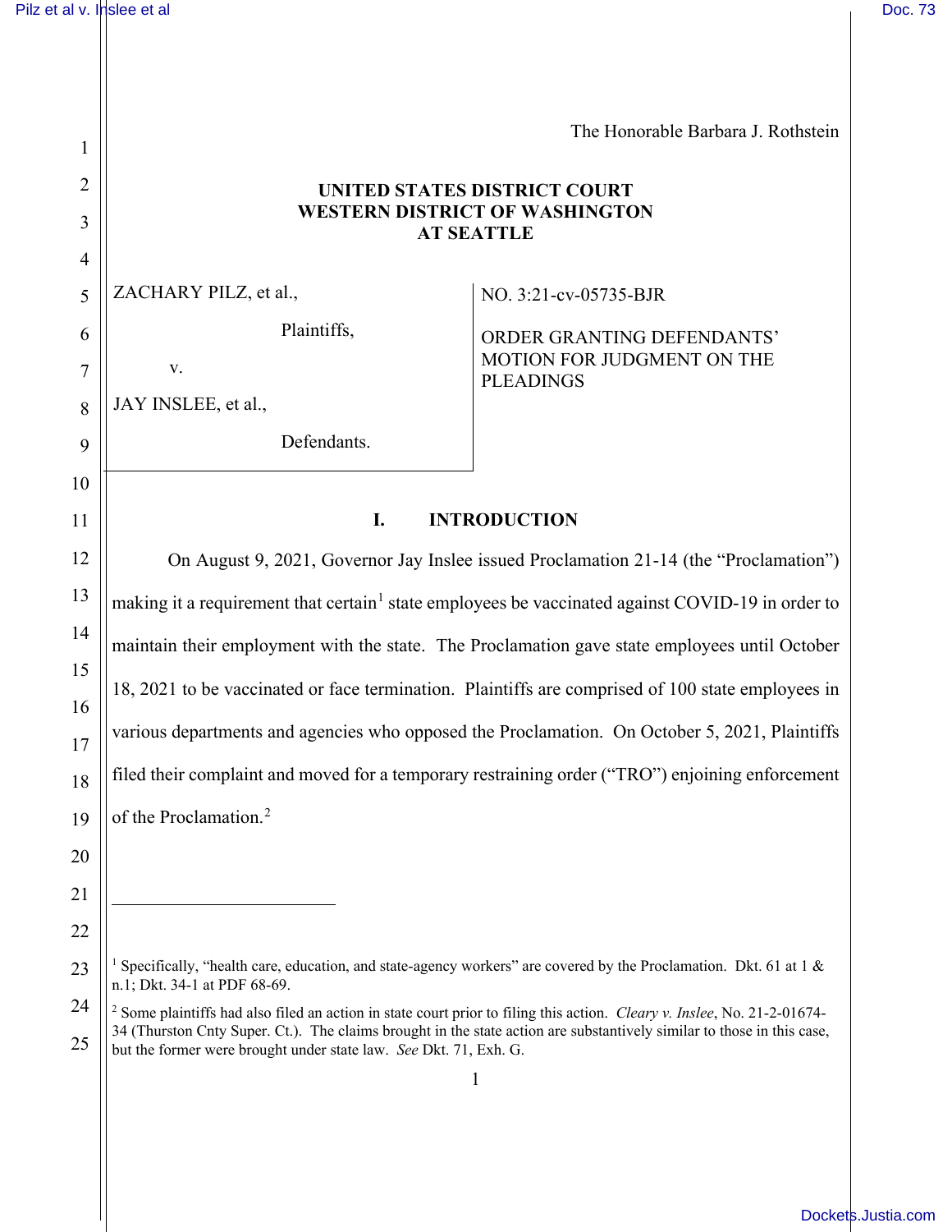The Honorable Barbara J. Rothstein

**UNITED STATES DISTRICT COURT**
**WESTERN DISTRICT OF WASHINGTON**
**AT SEATTLE**

| | |
|---|---|
| ZACHARY PILZ, et al., Plaintiffs, v. JAY INSLEE, et al., Defendants. | NO. 3:21-cv-05735-BJR ORDER GRANTING DEFENDANTS' MOTION FOR JUDGMENT ON THE PLEADINGS |

## I. INTRODUCTION

On August 9, 2021, Governor Jay Inslee issued Proclamation 21-14 (the "Proclamation") making it a requirement that certain[1] state employees be vaccinated against COVID-19 in order to maintain their employment with the state. The Proclamation gave state employees until October 18, 2021 to be vaccinated or face termination. Plaintiffs are comprised of 100 state employees in various departments and agencies who opposed the Proclamation. On October 5, 2021, Plaintiffs filed their complaint and moved for a temporary restraining order ("TRO") enjoining enforcement of the Proclamation.[2]

---

[1] Specifically, "health care, education, and state-agency workers" are covered by the Proclamation. Dkt. 61 at 1 & n.1; Dkt. 34-1 at PDF 68-69.

[2] Some plaintiffs had also filed an action in state court prior to filing this action. *Cleary v. Inslee*, No. 21-2-01674-34 (Thurston Cnty Super. Ct.). The claims brought in the state action are substantively similar to those in this case, but the former were brought under state law. *See* Dkt. 71, Exh. G.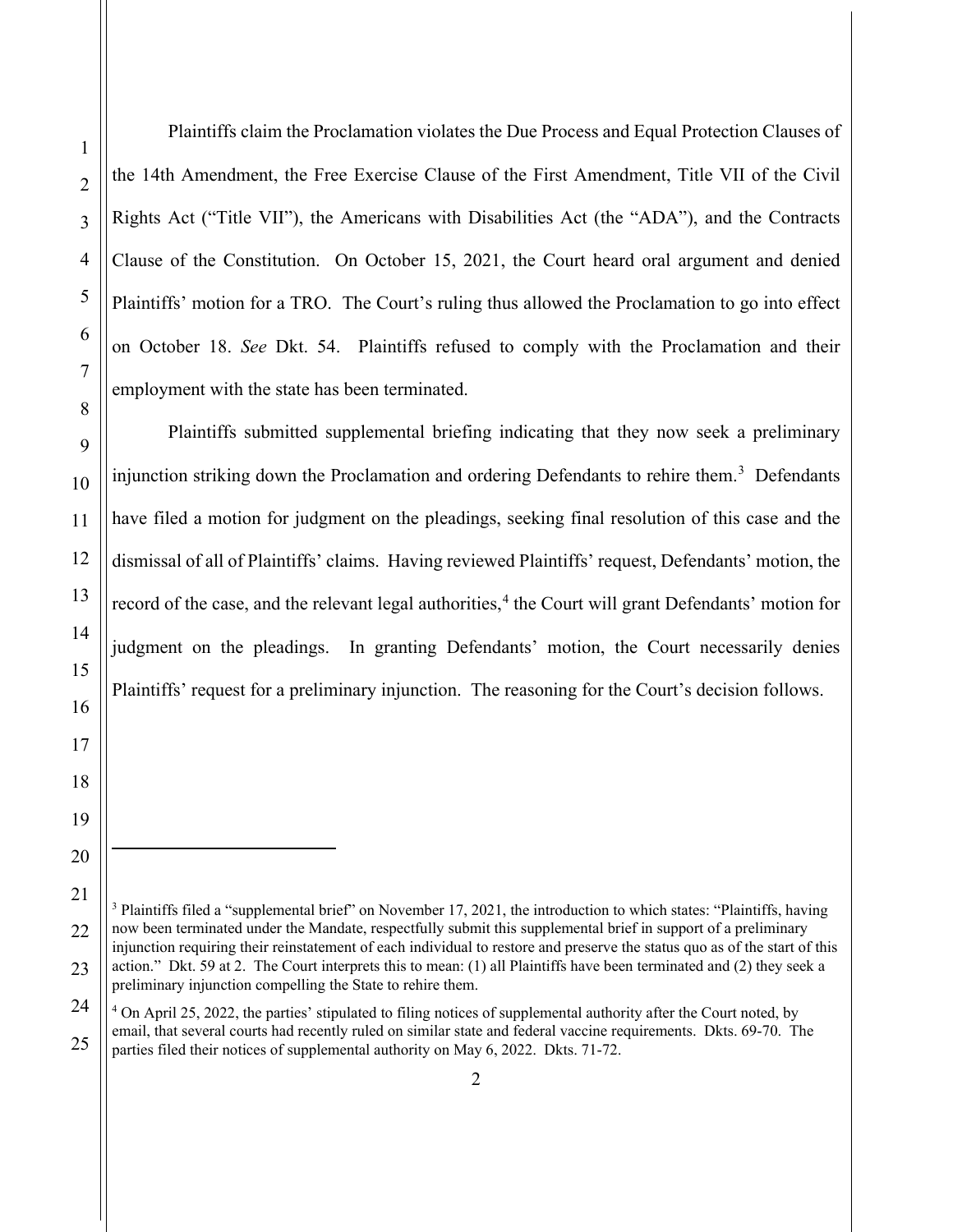Plaintiffs claim the Proclamation violates the Due Process and Equal Protection Clauses of the 14th Amendment, the Free Exercise Clause of the First Amendment, Title VII of the Civil Rights Act ("Title VII"), the Americans with Disabilities Act (the "ADA"), and the Contracts Clause of the Constitution. On October 15, 2021, the Court heard oral argument and denied Plaintiffs' motion for a TRO. The Court's ruling thus allowed the Proclamation to go into effect on October 18. *See* Dkt. 54. Plaintiffs refused to comply with the Proclamation and their employment with the state has been terminated.

Plaintiffs submitted supplemental briefing indicating that they now seek a preliminary injunction striking down the Proclamation and ordering Defendants to rehire them.[3] Defendants have filed a motion for judgment on the pleadings, seeking final resolution of this case and the dismissal of all of Plaintiffs' claims. Having reviewed Plaintiffs' request, Defendants' motion, the record of the case, and the relevant legal authorities,[4] the Court will grant Defendants' motion for judgment on the pleadings. In granting Defendants' motion, the Court necessarily denies Plaintiffs' request for a preliminary injunction. The reasoning for the Court's decision follows.

---

[3] Plaintiffs filed a "supplemental brief" on November 17, 2021, the introduction to which states: "Plaintiffs, having now been terminated under the Mandate, respectfully submit this supplemental brief in support of a preliminary injunction requiring their reinstatement of each individual to restore and preserve the status quo as of the start of this action." Dkt. 59 at 2. The Court interprets this to mean: (1) all Plaintiffs have been terminated and (2) they seek a preliminary injunction compelling the State to rehire them.

[4] On April 25, 2022, the parties' stipulated to filing notices of supplemental authority after the Court noted, by email, that several courts had recently ruled on similar state and federal vaccine requirements. Dkts. 69-70. The parties filed their notices of supplemental authority on May 6, 2022. Dkts. 71-72.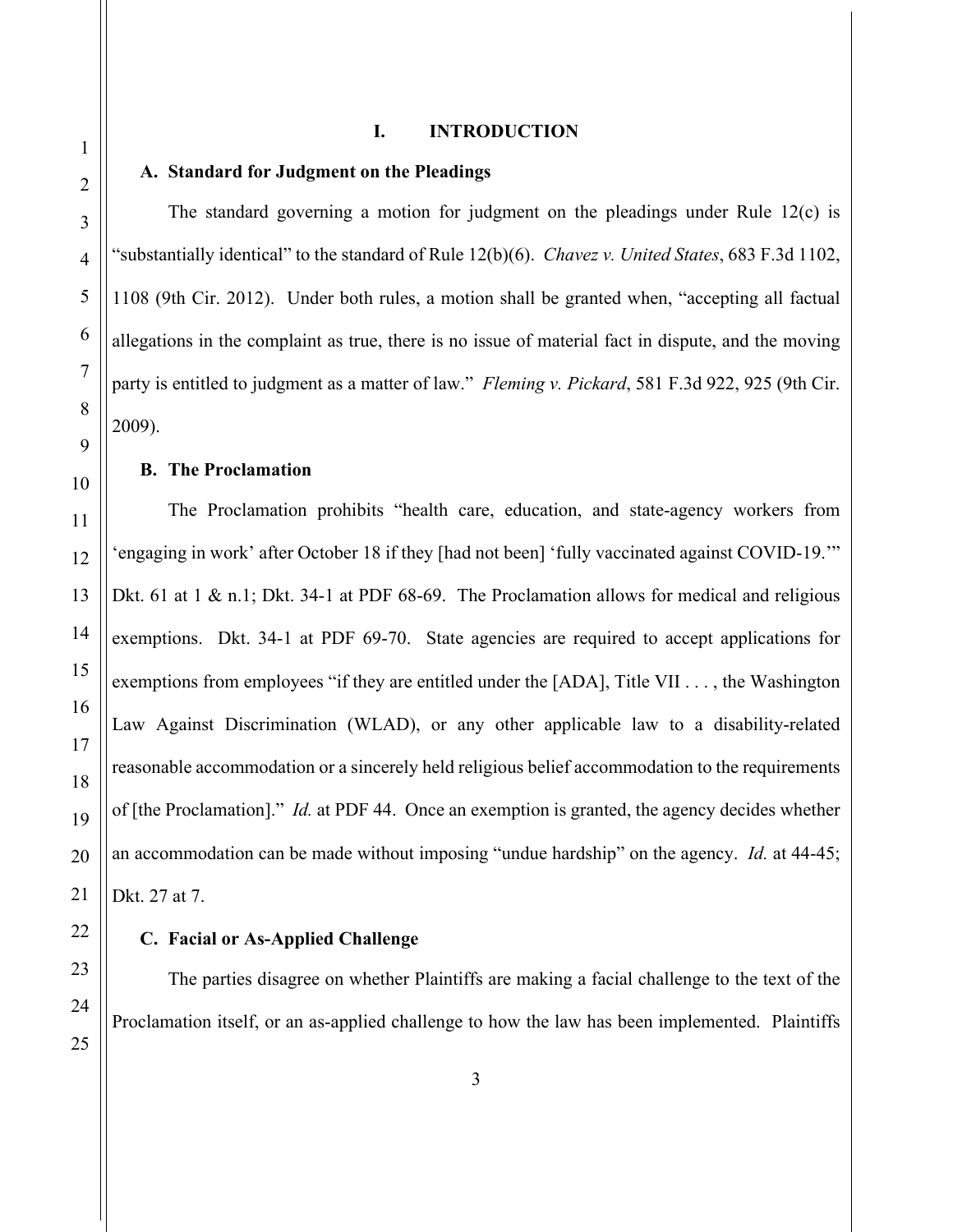# I. INTRODUCTION

## A. Standard for Judgment on the Pleadings

The standard governing a motion for judgment on the pleadings under Rule 12(c) is "substantially identical" to the standard of Rule 12(b)(6). *Chavez v. United States*, 683 F.3d 1102, 1108 (9th Cir. 2012). Under both rules, a motion shall be granted when, "accepting all factual allegations in the complaint as true, there is no issue of material fact in dispute, and the moving party is entitled to judgment as a matter of law." *Fleming v. Pickard*, 581 F.3d 922, 925 (9th Cir. 2009).

## B. The Proclamation

The Proclamation prohibits "health care, education, and state-agency workers from 'engaging in work' after October 18 if they [had not been] 'fully vaccinated against COVID-19.'" Dkt. 61 at 1 & n.1; Dkt. 34-1 at PDF 68-69. The Proclamation allows for medical and religious exemptions. Dkt. 34-1 at PDF 69-70. State agencies are required to accept applications for exemptions from employees "if they are entitled under the [ADA], Title VII . . . , the Washington Law Against Discrimination (WLAD), or any other applicable law to a disability-related reasonable accommodation or a sincerely held religious belief accommodation to the requirements of [the Proclamation]." *Id.* at PDF 44. Once an exemption is granted, the agency decides whether an accommodation can be made without imposing "undue hardship" on the agency. *Id.* at 44-45; Dkt. 27 at 7.

## C. Facial or As-Applied Challenge

The parties disagree on whether Plaintiffs are making a facial challenge to the text of the Proclamation itself, or an as-applied challenge to how the law has been implemented. Plaintiffs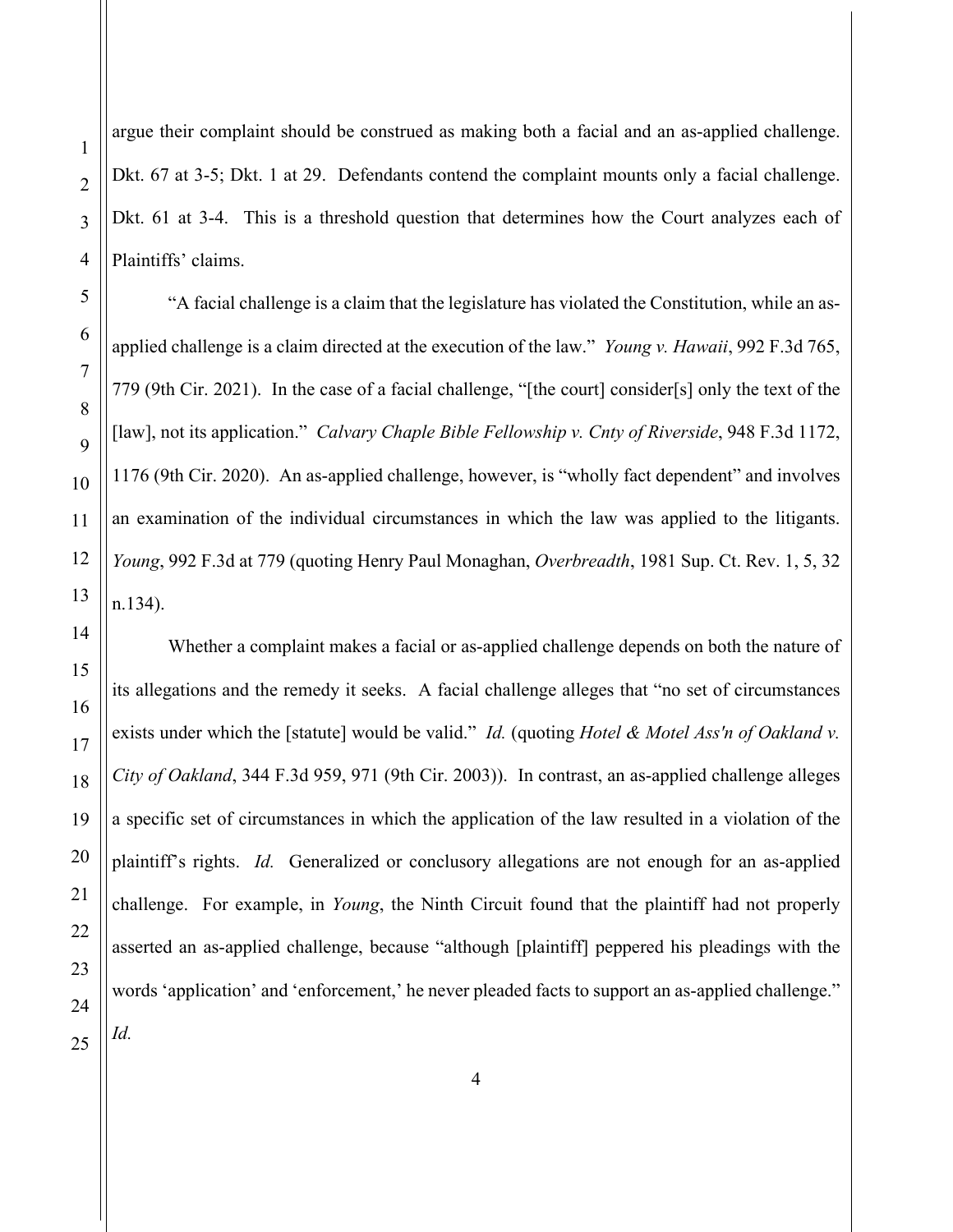argue their complaint should be construed as making both a facial and an as-applied challenge. Dkt. 67 at 3-5; Dkt. 1 at 29. Defendants contend the complaint mounts only a facial challenge. Dkt. 61 at 3-4. This is a threshold question that determines how the Court analyzes each of Plaintiffs' claims.

"A facial challenge is a claim that the legislature has violated the Constitution, while an as-applied challenge is a claim directed at the execution of the law." *Young v. Hawaii*, 992 F.3d 765, 779 (9th Cir. 2021). In the case of a facial challenge, "[the court] consider[s] only the text of the [law], not its application." *Calvary Chaple Bible Fellowship v. Cnty of Riverside*, 948 F.3d 1172, 1176 (9th Cir. 2020). An as-applied challenge, however, is "wholly fact dependent" and involves an examination of the individual circumstances in which the law was applied to the litigants. *Young*, 992 F.3d at 779 (quoting Henry Paul Monaghan, *Overbreadth*, 1981 Sup. Ct. Rev. 1, 5, 32 n.134).

Whether a complaint makes a facial or as-applied challenge depends on both the nature of its allegations and the remedy it seeks. A facial challenge alleges that "no set of circumstances exists under which the [statute] would be valid." *Id.* (quoting *Hotel & Motel Ass'n of Oakland v. City of Oakland*, 344 F.3d 959, 971 (9th Cir. 2003)). In contrast, an as-applied challenge alleges a specific set of circumstances in which the application of the law resulted in a violation of the plaintiff's rights. *Id.* Generalized or conclusory allegations are not enough for an as-applied challenge. For example, in *Young*, the Ninth Circuit found that the plaintiff had not properly asserted an as-applied challenge, because "although [plaintiff] peppered his pleadings with the words 'application' and 'enforcement,' he never pleaded facts to support an as-applied challenge." *Id.*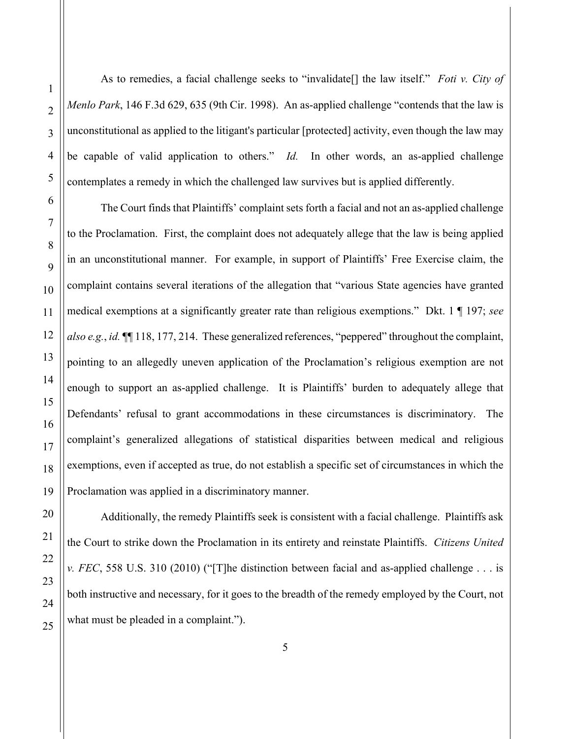As to remedies, a facial challenge seeks to "invalidate[] the law itself." *Foti v. City of Menlo Park*, 146 F.3d 629, 635 (9th Cir. 1998). An as-applied challenge "contends that the law is unconstitutional as applied to the litigant's particular [protected] activity, even though the law may be capable of valid application to others." *Id.* In other words, an as-applied challenge contemplates a remedy in which the challenged law survives but is applied differently.

The Court finds that Plaintiffs' complaint sets forth a facial and not an as-applied challenge to the Proclamation. First, the complaint does not adequately allege that the law is being applied in an unconstitutional manner. For example, in support of Plaintiffs' Free Exercise claim, the complaint contains several iterations of the allegation that "various State agencies have granted medical exemptions at a significantly greater rate than religious exemptions." Dkt. 1 ¶ 197; *see also e.g.*, *id.* ¶¶ 118, 177, 214. These generalized references, "peppered" throughout the complaint, pointing to an allegedly uneven application of the Proclamation's religious exemption are not enough to support an as-applied challenge. It is Plaintiffs' burden to adequately allege that Defendants' refusal to grant accommodations in these circumstances is discriminatory. The complaint's generalized allegations of statistical disparities between medical and religious exemptions, even if accepted as true, do not establish a specific set of circumstances in which the Proclamation was applied in a discriminatory manner.

Additionally, the remedy Plaintiffs seek is consistent with a facial challenge. Plaintiffs ask the Court to strike down the Proclamation in its entirety and reinstate Plaintiffs. *Citizens United v. FEC*, 558 U.S. 310 (2010) ("[T]he distinction between facial and as-applied challenge . . . is both instructive and necessary, for it goes to the breadth of the remedy employed by the Court, not what must be pleaded in a complaint.").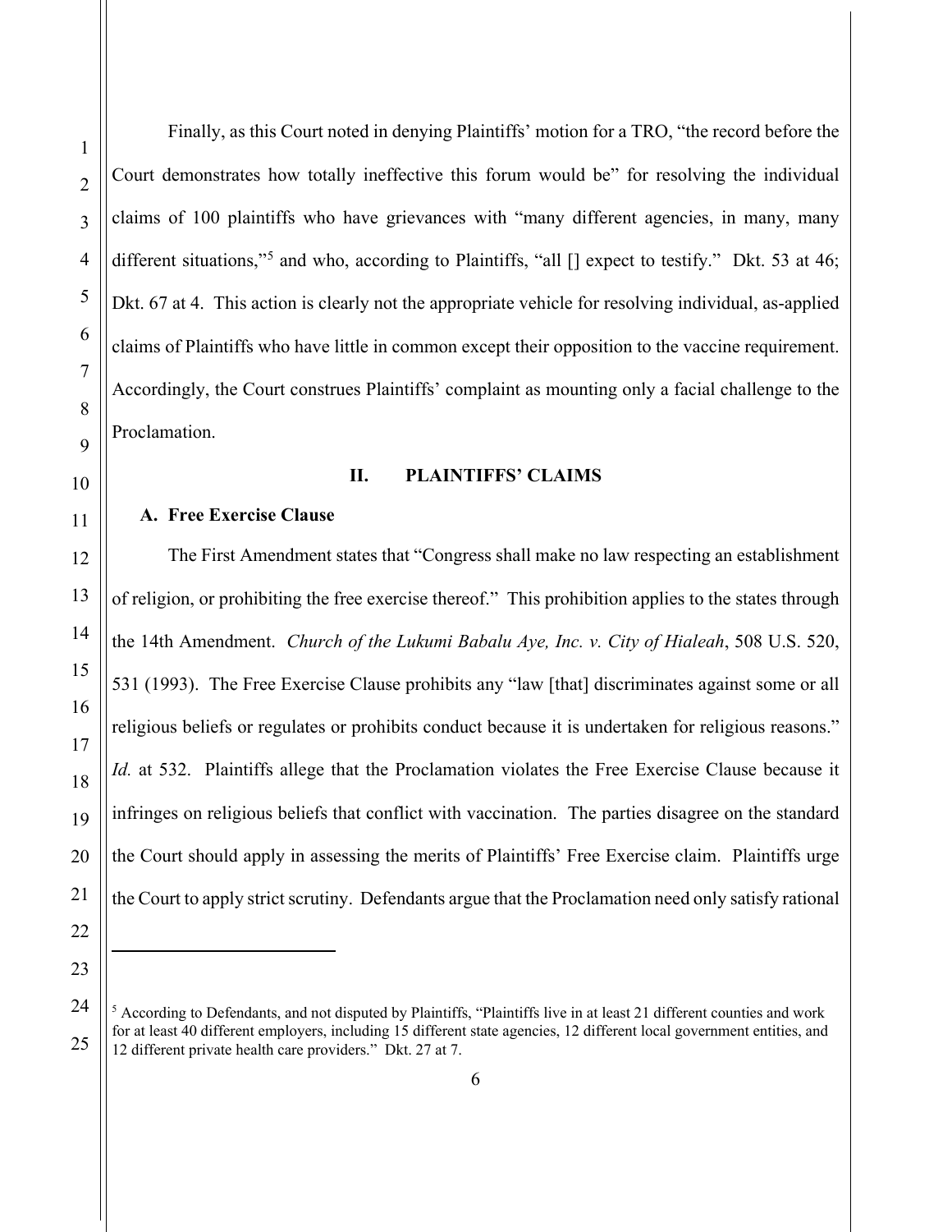Finally, as this Court noted in denying Plaintiffs' motion for a TRO, "the record before the Court demonstrates how totally ineffective this forum would be" for resolving the individual claims of 100 plaintiffs who have grievances with "many different agencies, in many, many different situations,"[5] and who, according to Plaintiffs, "all [] expect to testify." Dkt. 53 at 46; Dkt. 67 at 4. This action is clearly not the appropriate vehicle for resolving individual, as-applied claims of Plaintiffs who have little in common except their opposition to the vaccine requirement. Accordingly, the Court construes Plaintiffs' complaint as mounting only a facial challenge to the Proclamation.

## II. PLAINTIFFS' CLAIMS

### A. Free Exercise Clause

The First Amendment states that "Congress shall make no law respecting an establishment of religion, or prohibiting the free exercise thereof." This prohibition applies to the states through the 14th Amendment. *Church of the Lukumi Babalu Aye, Inc. v. City of Hialeah*, 508 U.S. 520, 531 (1993). The Free Exercise Clause prohibits any "law [that] discriminates against some or all religious beliefs or regulates or prohibits conduct because it is undertaken for religious reasons." *Id.* at 532. Plaintiffs allege that the Proclamation violates the Free Exercise Clause because it infringes on religious beliefs that conflict with vaccination. The parties disagree on the standard the Court should apply in assessing the merits of Plaintiffs' Free Exercise claim. Plaintiffs urge the Court to apply strict scrutiny. Defendants argue that the Proclamation need only satisfy rational

---

[5] According to Defendants, and not disputed by Plaintiffs, "Plaintiffs live in at least 21 different counties and work for at least 40 different employers, including 15 different state agencies, 12 different local government entities, and 12 different private health care providers." Dkt. 27 at 7.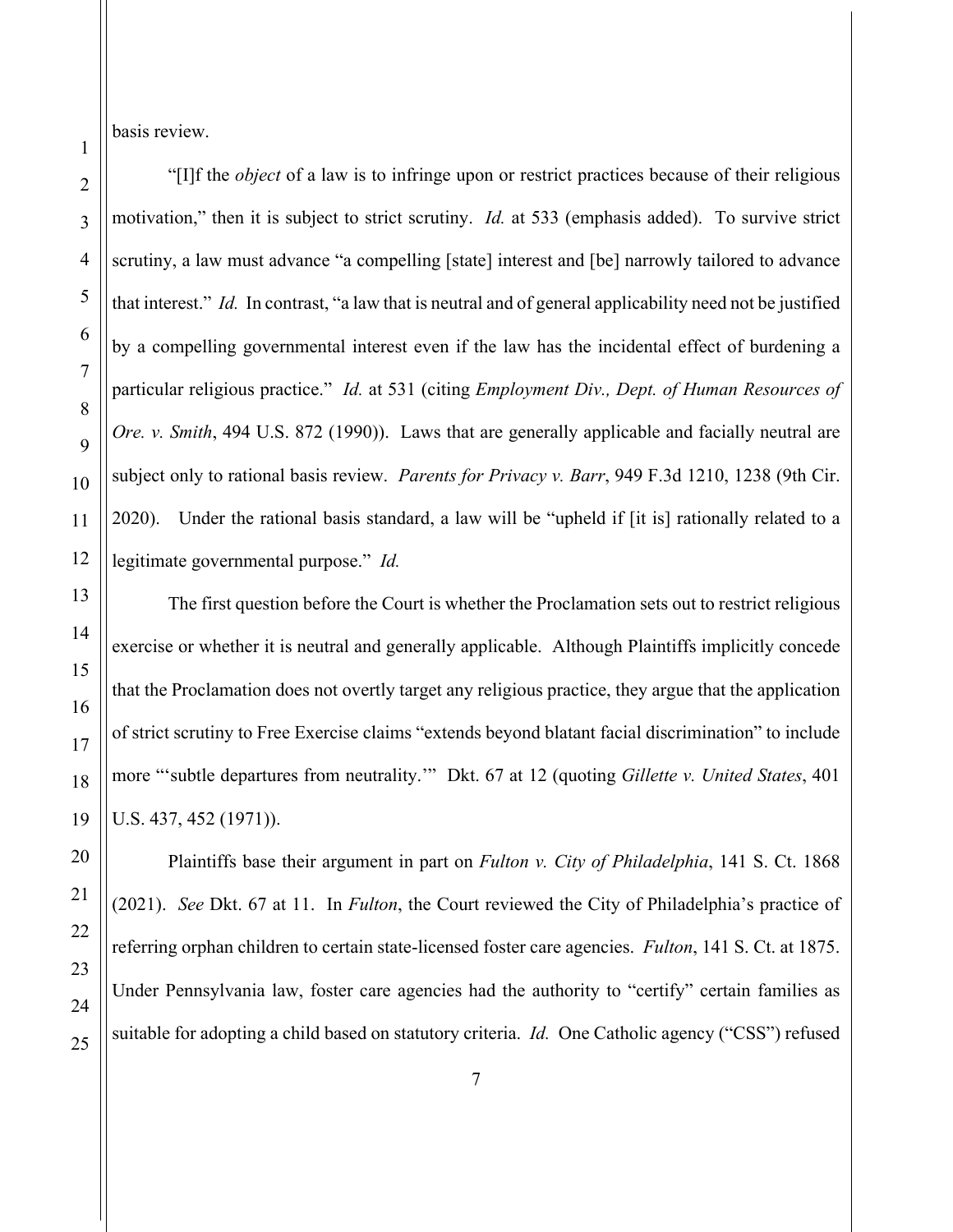basis review.

"[I]f the *object* of a law is to infringe upon or restrict practices because of their religious motivation," then it is subject to strict scrutiny. *Id.* at 533 (emphasis added). To survive strict scrutiny, a law must advance "a compelling [state] interest and [be] narrowly tailored to advance that interest." *Id.* In contrast, "a law that is neutral and of general applicability need not be justified by a compelling governmental interest even if the law has the incidental effect of burdening a particular religious practice." *Id.* at 531 (citing *Employment Div., Dept. of Human Resources of Ore. v. Smith*, 494 U.S. 872 (1990)). Laws that are generally applicable and facially neutral are subject only to rational basis review. *Parents for Privacy v. Barr*, 949 F.3d 1210, 1238 (9th Cir. 2020). Under the rational basis standard, a law will be "upheld if [it is] rationally related to a legitimate governmental purpose." *Id.*

The first question before the Court is whether the Proclamation sets out to restrict religious exercise or whether it is neutral and generally applicable. Although Plaintiffs implicitly concede that the Proclamation does not overtly target any religious practice, they argue that the application of strict scrutiny to Free Exercise claims "extends beyond blatant facial discrimination" to include more "'subtle departures from neutrality.'" Dkt. 67 at 12 (quoting *Gillette v. United States*, 401 U.S. 437, 452 (1971)).

Plaintiffs base their argument in part on *Fulton v. City of Philadelphia*, 141 S. Ct. 1868 (2021). *See* Dkt. 67 at 11. In *Fulton*, the Court reviewed the City of Philadelphia's practice of referring orphan children to certain state-licensed foster care agencies. *Fulton*, 141 S. Ct. at 1875. Under Pennsylvania law, foster care agencies had the authority to "certify" certain families as suitable for adopting a child based on statutory criteria. *Id.* One Catholic agency ("CSS") refused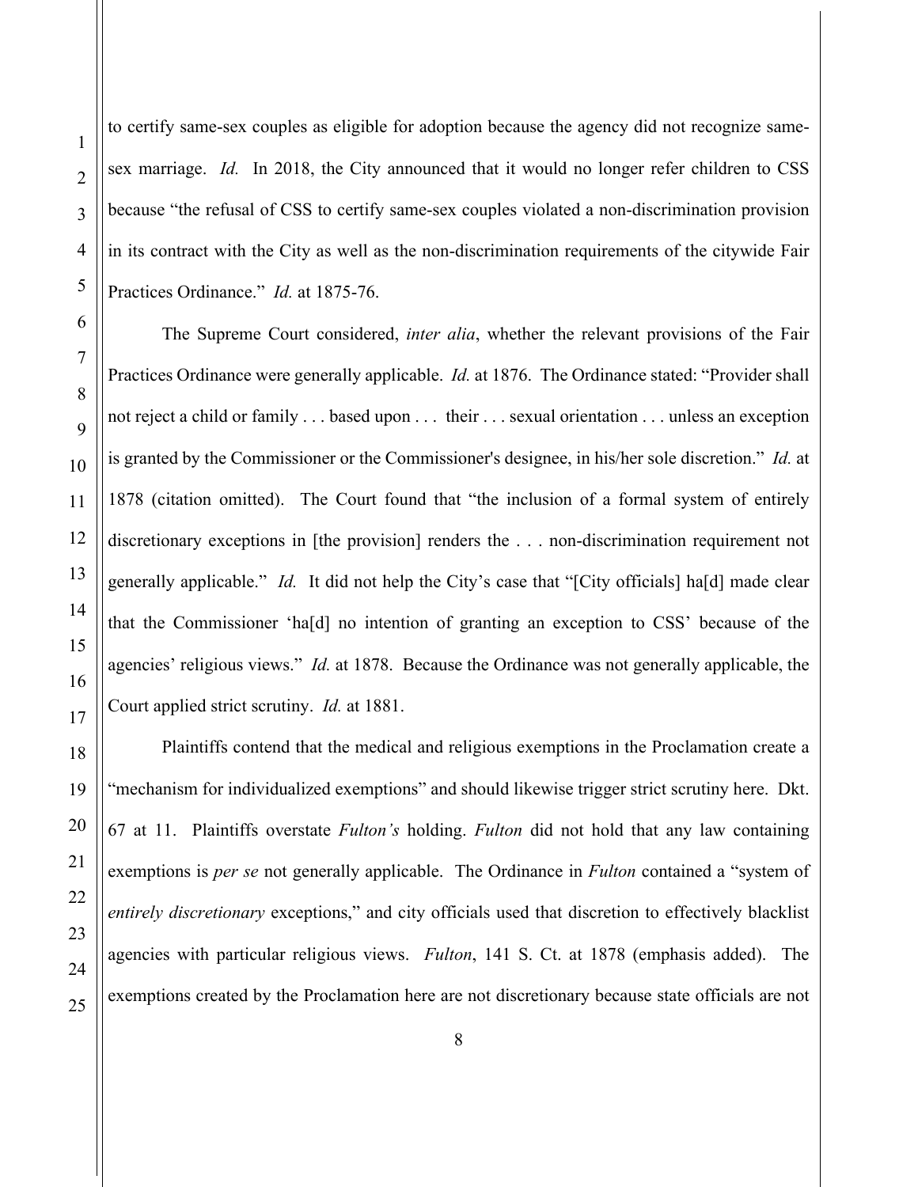to certify same-sex couples as eligible for adoption because the agency did not recognize same-sex marriage. *Id.* In 2018, the City announced that it would no longer refer children to CSS because "the refusal of CSS to certify same-sex couples violated a non-discrimination provision in its contract with the City as well as the non-discrimination requirements of the citywide Fair Practices Ordinance." *Id.* at 1875-76.

The Supreme Court considered, *inter alia*, whether the relevant provisions of the Fair Practices Ordinance were generally applicable. *Id.* at 1876. The Ordinance stated: "Provider shall not reject a child or family . . . based upon . . . their . . . sexual orientation . . . unless an exception is granted by the Commissioner or the Commissioner's designee, in his/her sole discretion." *Id.* at 1878 (citation omitted). The Court found that "the inclusion of a formal system of entirely discretionary exceptions in [the provision] renders the . . . non-discrimination requirement not generally applicable." *Id.* It did not help the City's case that "[City officials] ha[d] made clear that the Commissioner 'ha[d] no intention of granting an exception to CSS' because of the agencies' religious views." *Id.* at 1878. Because the Ordinance was not generally applicable, the Court applied strict scrutiny. *Id.* at 1881.

Plaintiffs contend that the medical and religious exemptions in the Proclamation create a "mechanism for individualized exemptions" and should likewise trigger strict scrutiny here. Dkt. 67 at 11. Plaintiffs overstate *Fulton's* holding. *Fulton* did not hold that any law containing exemptions is *per se* not generally applicable. The Ordinance in *Fulton* contained a "system of *entirely discretionary* exceptions," and city officials used that discretion to effectively blacklist agencies with particular religious views. *Fulton*, 141 S. Ct. at 1878 (emphasis added). The exemptions created by the Proclamation here are not discretionary because state officials are not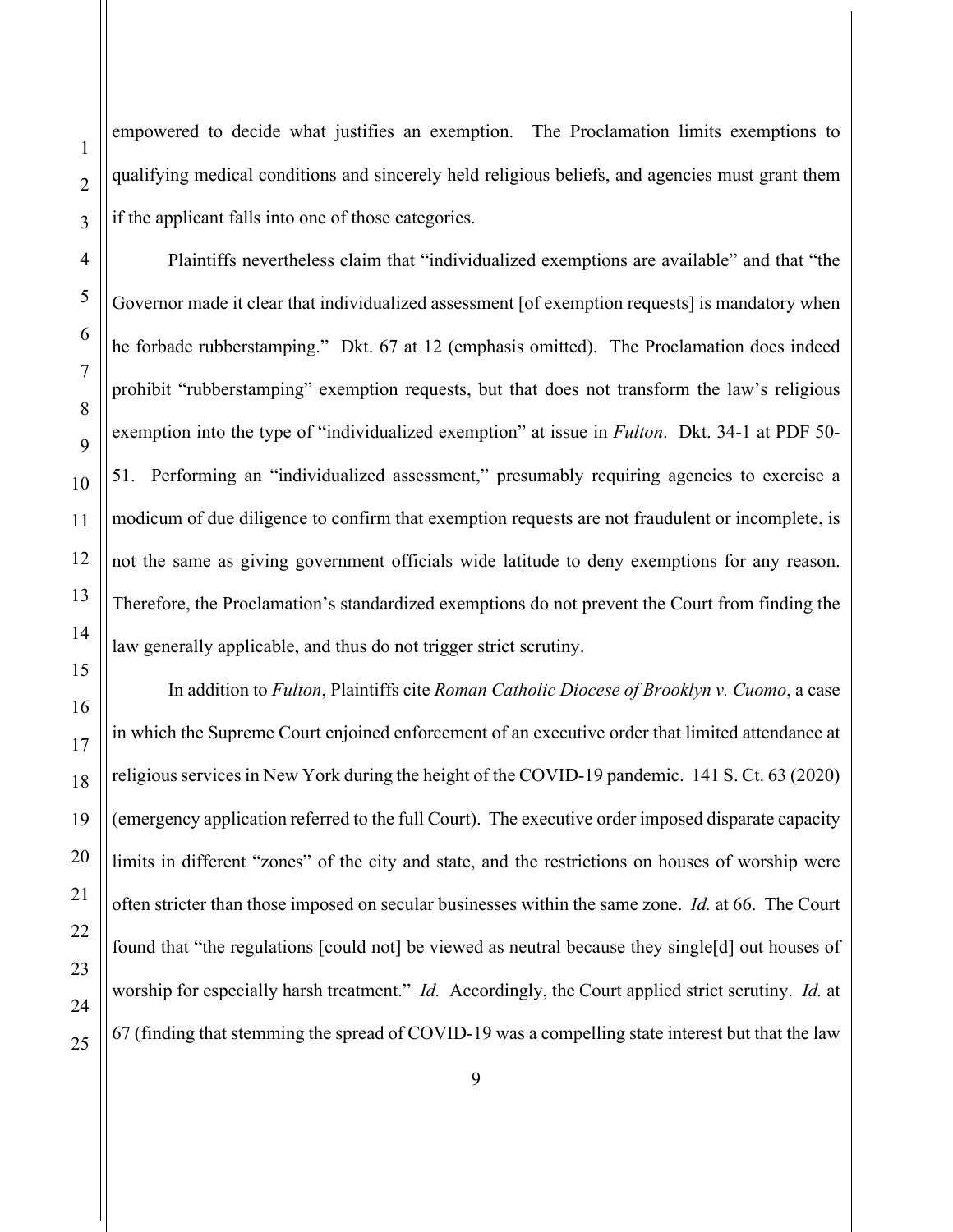empowered to decide what justifies an exemption. The Proclamation limits exemptions to qualifying medical conditions and sincerely held religious beliefs, and agencies must grant them if the applicant falls into one of those categories.

Plaintiffs nevertheless claim that "individualized exemptions are available" and that "the Governor made it clear that individualized assessment [of exemption requests] is mandatory when he forbade rubberstamping." Dkt. 67 at 12 (emphasis omitted). The Proclamation does indeed prohibit "rubberstamping" exemption requests, but that does not transform the law's religious exemption into the type of "individualized exemption" at issue in *Fulton*. Dkt. 34-1 at PDF 50-51. Performing an "individualized assessment," presumably requiring agencies to exercise a modicum of due diligence to confirm that exemption requests are not fraudulent or incomplete, is not the same as giving government officials wide latitude to deny exemptions for any reason. Therefore, the Proclamation's standardized exemptions do not prevent the Court from finding the law generally applicable, and thus do not trigger strict scrutiny.

In addition to *Fulton*, Plaintiffs cite *Roman Catholic Diocese of Brooklyn v. Cuomo*, a case in which the Supreme Court enjoined enforcement of an executive order that limited attendance at religious services in New York during the height of the COVID-19 pandemic. 141 S. Ct. 63 (2020) (emergency application referred to the full Court). The executive order imposed disparate capacity limits in different "zones" of the city and state, and the restrictions on houses of worship were often stricter than those imposed on secular businesses within the same zone. *Id.* at 66. The Court found that "the regulations [could not] be viewed as neutral because they single[d] out houses of worship for especially harsh treatment." *Id.* Accordingly, the Court applied strict scrutiny. *Id.* at 67 (finding that stemming the spread of COVID-19 was a compelling state interest but that the law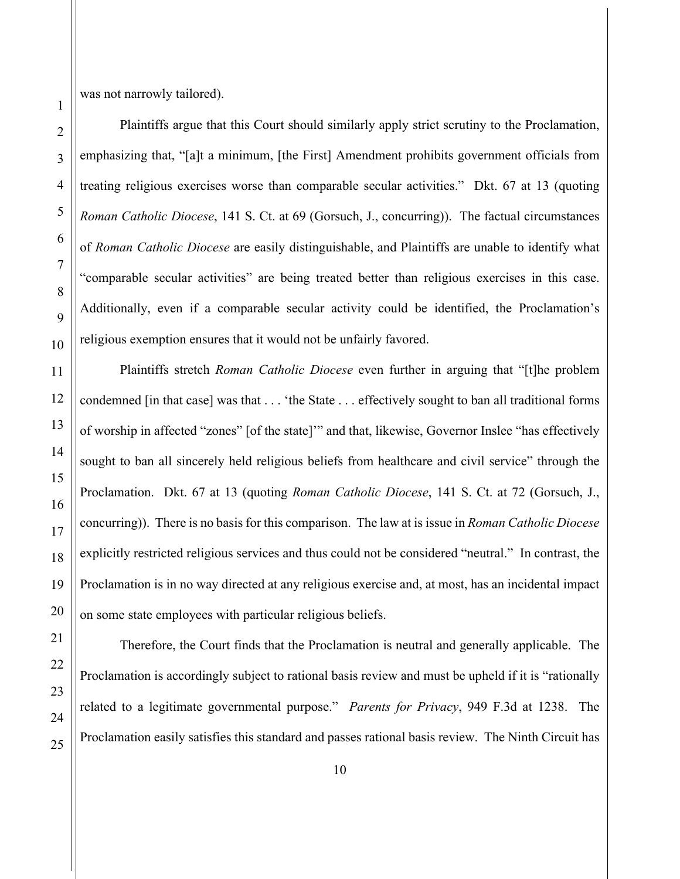was not narrowly tailored).

Plaintiffs argue that this Court should similarly apply strict scrutiny to the Proclamation, emphasizing that, "[a]t a minimum, [the First] Amendment prohibits government officials from treating religious exercises worse than comparable secular activities." Dkt. 67 at 13 (quoting *Roman Catholic Diocese*, 141 S. Ct. at 69 (Gorsuch, J., concurring)). The factual circumstances of *Roman Catholic Diocese* are easily distinguishable, and Plaintiffs are unable to identify what "comparable secular activities" are being treated better than religious exercises in this case. Additionally, even if a comparable secular activity could be identified, the Proclamation's religious exemption ensures that it would not be unfairly favored.

Plaintiffs stretch *Roman Catholic Diocese* even further in arguing that "[t]he problem condemned [in that case] was that . . . 'the State . . . effectively sought to ban all traditional forms of worship in affected "zones" [of the state]'" and that, likewise, Governor Inslee "has effectively sought to ban all sincerely held religious beliefs from healthcare and civil service" through the Proclamation. Dkt. 67 at 13 (quoting *Roman Catholic Diocese*, 141 S. Ct. at 72 (Gorsuch, J., concurring)). There is no basis for this comparison. The law at is issue in *Roman Catholic Diocese* explicitly restricted religious services and thus could not be considered "neutral." In contrast, the Proclamation is in no way directed at any religious exercise and, at most, has an incidental impact on some state employees with particular religious beliefs.

Therefore, the Court finds that the Proclamation is neutral and generally applicable. The Proclamation is accordingly subject to rational basis review and must be upheld if it is "rationally related to a legitimate governmental purpose." *Parents for Privacy*, 949 F.3d at 1238. The Proclamation easily satisfies this standard and passes rational basis review. The Ninth Circuit has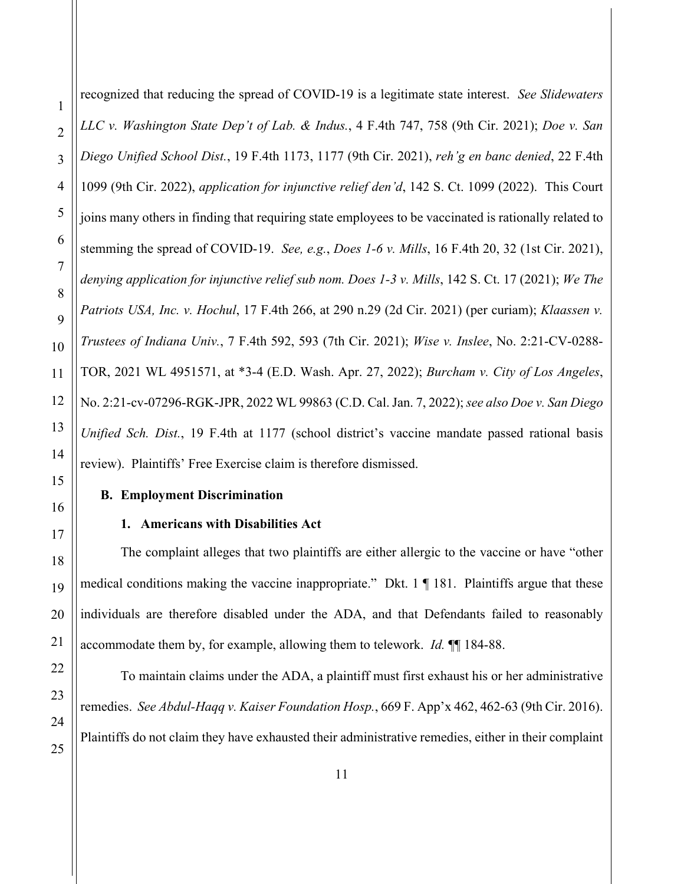recognized that reducing the spread of COVID-19 is a legitimate state interest. *See Slidewaters LLC v. Washington State Dep't of Lab. & Indus.*, 4 F.4th 747, 758 (9th Cir. 2021); *Doe v. San Diego Unified School Dist.*, 19 F.4th 1173, 1177 (9th Cir. 2021), *reh'g en banc denied*, 22 F.4th 1099 (9th Cir. 2022), *application for injunctive relief den'd*, 142 S. Ct. 1099 (2022). This Court joins many others in finding that requiring state employees to be vaccinated is rationally related to stemming the spread of COVID-19. *See, e.g.*, *Does 1-6 v. Mills*, 16 F.4th 20, 32 (1st Cir. 2021), *denying application for injunctive relief sub nom. Does 1-3 v. Mills*, 142 S. Ct. 17 (2021); *We The Patriots USA, Inc. v. Hochul*, 17 F.4th 266, at 290 n.29 (2d Cir. 2021) (per curiam); *Klaassen v. Trustees of Indiana Univ.*, 7 F.4th 592, 593 (7th Cir. 2021); *Wise v. Inslee*, No. 2:21-CV-0288-TOR, 2021 WL 4951571, at *3-4 (E.D. Wash. Apr. 27, 2022); *Burcham v. City of Los Angeles*, No. 2:21-cv-07296-RGK-JPR, 2022 WL 99863 (C.D. Cal. Jan. 7, 2022); *see also Doe v. San Diego Unified Sch. Dist.*, 19 F.4th at 1177 (school district's vaccine mandate passed rational basis review). Plaintiffs' Free Exercise claim is therefore dismissed.

### B. Employment Discrimination

#### 1. Americans with Disabilities Act

The complaint alleges that two plaintiffs are either allergic to the vaccine or have "other medical conditions making the vaccine inappropriate." Dkt. 1 ¶ 181. Plaintiffs argue that these individuals are therefore disabled under the ADA, and that Defendants failed to reasonably accommodate them by, for example, allowing them to telework. *Id.* ¶¶ 184-88.

To maintain claims under the ADA, a plaintiff must first exhaust his or her administrative remedies. *See Abdul-Haqq v. Kaiser Foundation Hosp.*, 669 F. App'x 462, 462-63 (9th Cir. 2016). Plaintiffs do not claim they have exhausted their administrative remedies, either in their complaint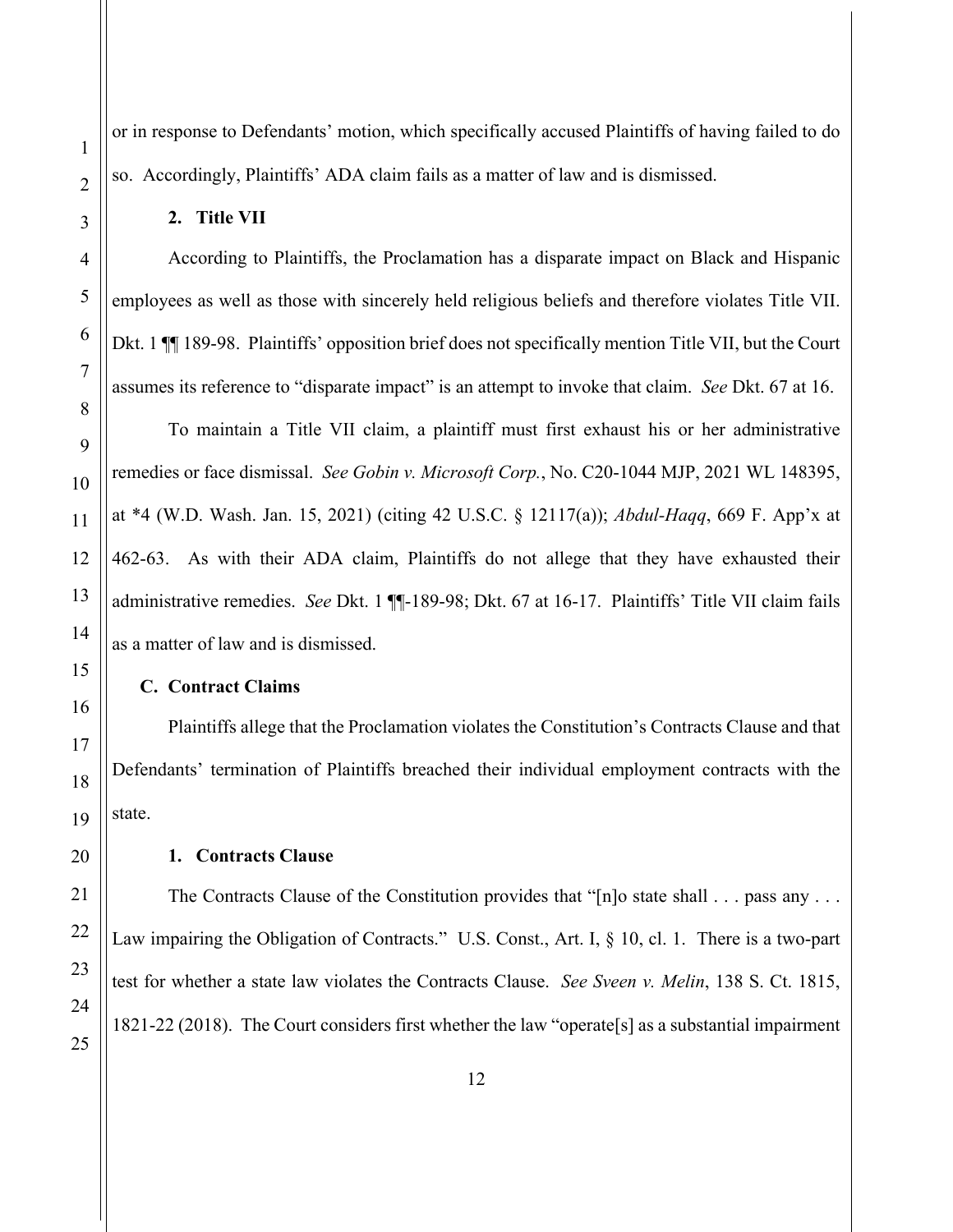or in response to Defendants' motion, which specifically accused Plaintiffs of having failed to do so. Accordingly, Plaintiffs' ADA claim fails as a matter of law and is dismissed.

**2. Title VII**

According to Plaintiffs, the Proclamation has a disparate impact on Black and Hispanic employees as well as those with sincerely held religious beliefs and therefore violates Title VII. Dkt. 1 ¶¶ 189-98. Plaintiffs' opposition brief does not specifically mention Title VII, but the Court assumes its reference to "disparate impact" is an attempt to invoke that claim. *See* Dkt. 67 at 16.

To maintain a Title VII claim, a plaintiff must first exhaust his or her administrative remedies or face dismissal. *See Gobin v. Microsoft Corp.*, No. C20-1044 MJP, 2021 WL 148395, at *4 (W.D. Wash. Jan. 15, 2021) (citing 42 U.S.C. § 12117(a)); *Abdul-Haqq*, 669 F. App'x at 462-63. As with their ADA claim, Plaintiffs do not allege that they have exhausted their administrative remedies. *See* Dkt. 1 ¶¶-189-98; Dkt. 67 at 16-17. Plaintiffs' Title VII claim fails as a matter of law and is dismissed.

**C. Contract Claims**

Plaintiffs allege that the Proclamation violates the Constitution's Contracts Clause and that Defendants' termination of Plaintiffs breached their individual employment contracts with the state.

**1. Contracts Clause**

The Contracts Clause of the Constitution provides that "[n]o state shall . . . pass any . . . Law impairing the Obligation of Contracts." U.S. Const., Art. I, § 10, cl. 1. There is a two-part test for whether a state law violates the Contracts Clause. *See Sveen v. Melin*, 138 S. Ct. 1815, 1821-22 (2018). The Court considers first whether the law "operate[s] as a substantial impairment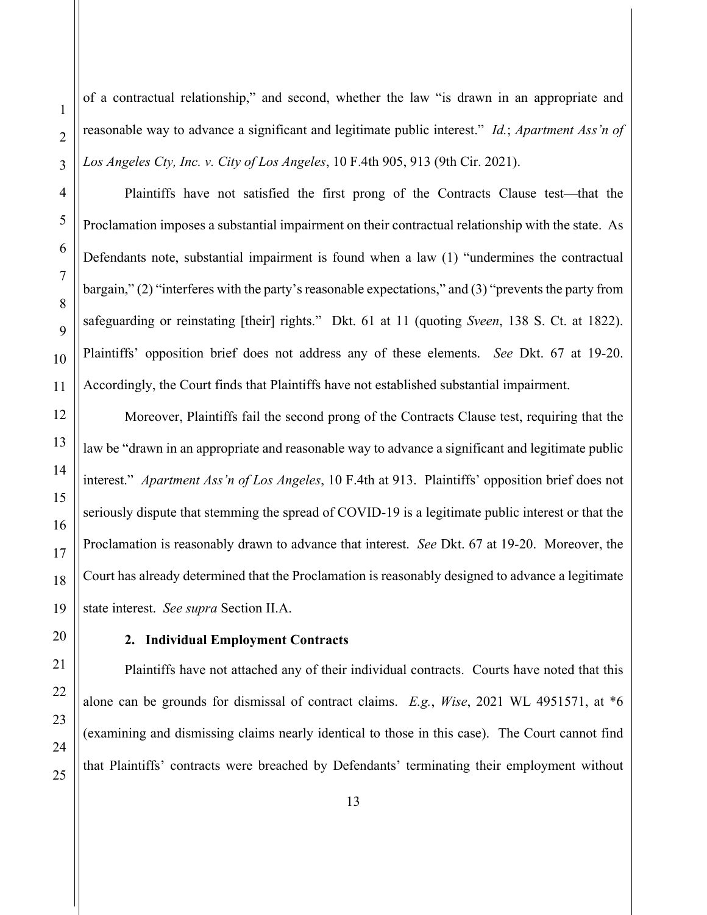of a contractual relationship," and second, whether the law "is drawn in an appropriate and reasonable way to advance a significant and legitimate public interest." *Id.*; *Apartment Ass'n of Los Angeles Cty, Inc. v. City of Los Angeles*, 10 F.4th 905, 913 (9th Cir. 2021).

Plaintiffs have not satisfied the first prong of the Contracts Clause test—that the Proclamation imposes a substantial impairment on their contractual relationship with the state. As Defendants note, substantial impairment is found when a law (1) "undermines the contractual bargain," (2) "interferes with the party's reasonable expectations," and (3) "prevents the party from safeguarding or reinstating [their] rights." Dkt. 61 at 11 (quoting *Sveen*, 138 S. Ct. at 1822). Plaintiffs' opposition brief does not address any of these elements. *See* Dkt. 67 at 19-20. Accordingly, the Court finds that Plaintiffs have not established substantial impairment.

Moreover, Plaintiffs fail the second prong of the Contracts Clause test, requiring that the law be "drawn in an appropriate and reasonable way to advance a significant and legitimate public interest." *Apartment Ass'n of Los Angeles*, 10 F.4th at 913. Plaintiffs' opposition brief does not seriously dispute that stemming the spread of COVID-19 is a legitimate public interest or that the Proclamation is reasonably drawn to advance that interest. *See* Dkt. 67 at 19-20. Moreover, the Court has already determined that the Proclamation is reasonably designed to advance a legitimate state interest. *See supra* Section II.A.

**2. Individual Employment Contracts**

Plaintiffs have not attached any of their individual contracts. Courts have noted that this alone can be grounds for dismissal of contract claims. *E.g.*, *Wise*, 2021 WL 4951571, at *6 (examining and dismissing claims nearly identical to those in this case). The Court cannot find that Plaintiffs' contracts were breached by Defendants' terminating their employment without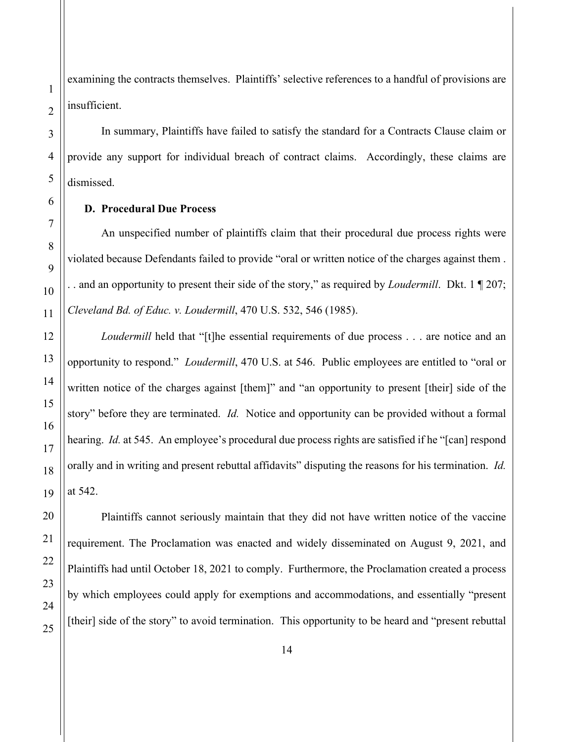examining the contracts themselves. Plaintiffs' selective references to a handful of provisions are insufficient.

In summary, Plaintiffs have failed to satisfy the standard for a Contracts Clause claim or provide any support for individual breach of contract claims. Accordingly, these claims are dismissed.

### D. Procedural Due Process

An unspecified number of plaintiffs claim that their procedural due process rights were violated because Defendants failed to provide "oral or written notice of the charges against them . . . and an opportunity to present their side of the story," as required by *Loudermill*. Dkt. 1 ¶ 207; *Cleveland Bd. of Educ. v. Loudermill*, 470 U.S. 532, 546 (1985).

*Loudermill* held that "[t]he essential requirements of due process . . . are notice and an opportunity to respond." *Loudermill*, 470 U.S. at 546. Public employees are entitled to "oral or written notice of the charges against [them]" and "an opportunity to present [their] side of the story" before they are terminated. *Id.* Notice and opportunity can be provided without a formal hearing. *Id.* at 545. An employee's procedural due process rights are satisfied if he "[can] respond orally and in writing and present rebuttal affidavits" disputing the reasons for his termination. *Id.* at 542.

Plaintiffs cannot seriously maintain that they did not have written notice of the vaccine requirement. The Proclamation was enacted and widely disseminated on August 9, 2021, and Plaintiffs had until October 18, 2021 to comply. Furthermore, the Proclamation created a process by which employees could apply for exemptions and accommodations, and essentially "present [their] side of the story" to avoid termination. This opportunity to be heard and "present rebuttal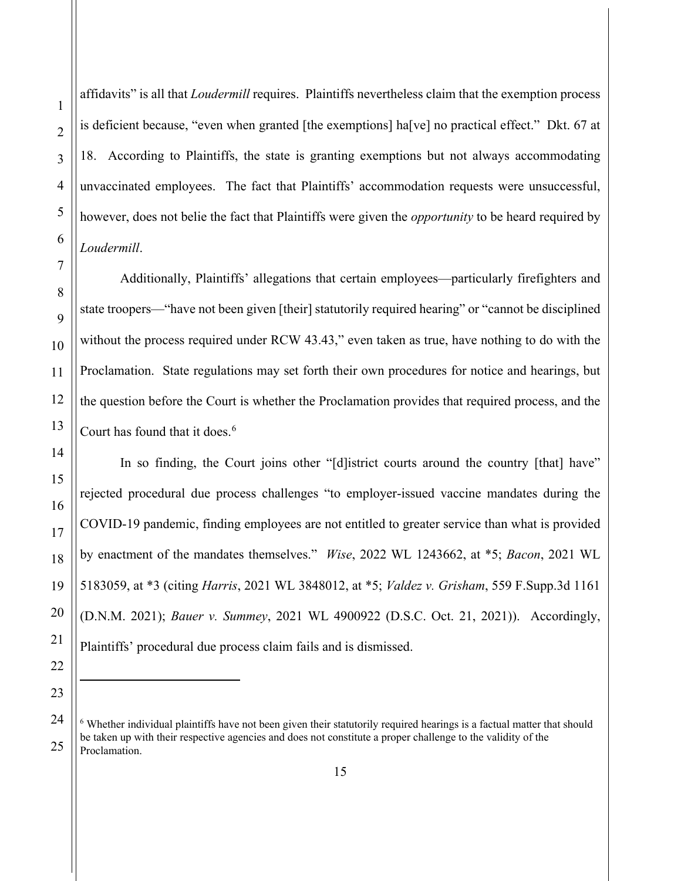affidavits" is all that *Loudermill* requires. Plaintiffs nevertheless claim that the exemption process is deficient because, "even when granted [the exemptions] ha[ve] no practical effect." Dkt. 67 at 18. According to Plaintiffs, the state is granting exemptions but not always accommodating unvaccinated employees. The fact that Plaintiffs' accommodation requests were unsuccessful, however, does not belie the fact that Plaintiffs were given the *opportunity* to be heard required by *Loudermill*.

Additionally, Plaintiffs' allegations that certain employees—particularly firefighters and state troopers—"have not been given [their] statutorily required hearing" or "cannot be disciplined without the process required under RCW 43.43," even taken as true, have nothing to do with the Proclamation. State regulations may set forth their own procedures for notice and hearings, but the question before the Court is whether the Proclamation provides that required process, and the Court has found that it does.[6]

In so finding, the Court joins other "[d]istrict courts around the country [that] have" rejected procedural due process challenges "to employer-issued vaccine mandates during the COVID-19 pandemic, finding employees are not entitled to greater service than what is provided by enactment of the mandates themselves." *Wise*, 2022 WL 1243662, at *5; *Bacon*, 2021 WL 5183059, at *3 (citing *Harris*, 2021 WL 3848012, at *5; *Valdez v. Grisham*, 559 F.Supp.3d 1161 (D.N.M. 2021); *Bauer v. Summey*, 2021 WL 4900922 (D.S.C. Oct. 21, 2021)). Accordingly, Plaintiffs' procedural due process claim fails and is dismissed.

---

[6] Whether individual plaintiffs have not been given their statutorily required hearings is a factual matter that should be taken up with their respective agencies and does not constitute a proper challenge to the validity of the Proclamation.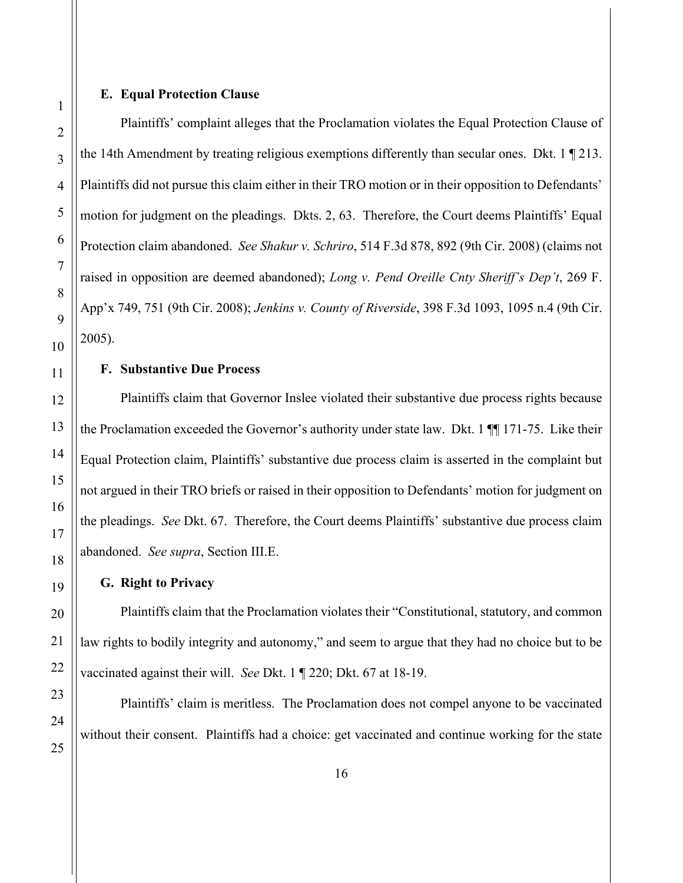### E. Equal Protection Clause

Plaintiffs' complaint alleges that the Proclamation violates the Equal Protection Clause of the 14th Amendment by treating religious exemptions differently than secular ones. Dkt. 1 ¶ 213. Plaintiffs did not pursue this claim either in their TRO motion or in their opposition to Defendants' motion for judgment on the pleadings. Dkts. 2, 63. Therefore, the Court deems Plaintiffs' Equal Protection claim abandoned. *See Shakur v. Schriro*, 514 F.3d 878, 892 (9th Cir. 2008) (claims not raised in opposition are deemed abandoned); *Long v. Pend Oreille Cnty Sheriff's Dep't*, 269 F. App'x 749, 751 (9th Cir. 2008); *Jenkins v. County of Riverside*, 398 F.3d 1093, 1095 n.4 (9th Cir. 2005).

### F. Substantive Due Process

Plaintiffs claim that Governor Inslee violated their substantive due process rights because the Proclamation exceeded the Governor's authority under state law. Dkt. 1 ¶¶ 171-75. Like their Equal Protection claim, Plaintiffs' substantive due process claim is asserted in the complaint but not argued in their TRO briefs or raised in their opposition to Defendants' motion for judgment on the pleadings. *See* Dkt. 67. Therefore, the Court deems Plaintiffs' substantive due process claim abandoned. *See supra*, Section III.E.

### G. Right to Privacy

Plaintiffs claim that the Proclamation violates their "Constitutional, statutory, and common law rights to bodily integrity and autonomy," and seem to argue that they had no choice but to be vaccinated against their will. *See* Dkt. 1 ¶ 220; Dkt. 67 at 18-19.

Plaintiffs' claim is meritless. The Proclamation does not compel anyone to be vaccinated without their consent. Plaintiffs had a choice: get vaccinated and continue working for the state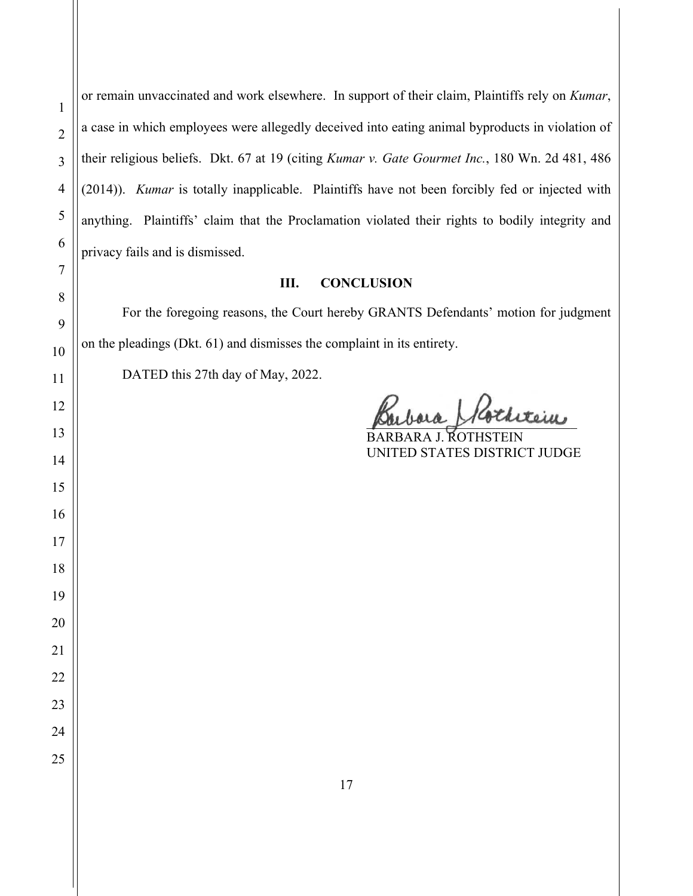or remain unvaccinated and work elsewhere. In support of their claim, Plaintiffs rely on *Kumar*, a case in which employees were allegedly deceived into eating animal byproducts in violation of their religious beliefs. Dkt. 67 at 19 (citing *Kumar v. Gate Gourmet Inc.*, 180 Wn. 2d 481, 486 (2014)). *Kumar* is totally inapplicable. Plaintiffs have not been forcibly fed or injected with anything. Plaintiffs' claim that the Proclamation violated their rights to bodily integrity and privacy fails and is dismissed.

## III. CONCLUSION

For the foregoing reasons, the Court hereby GRANTS Defendants' motion for judgment on the pleadings (Dkt. 61) and dismisses the complaint in its entirety.

DATED this 27th day of May, 2022.

Barbara J. Rothstein

BARBARA J. ROTHSTEIN
UNITED STATES DISTRICT JUDGE